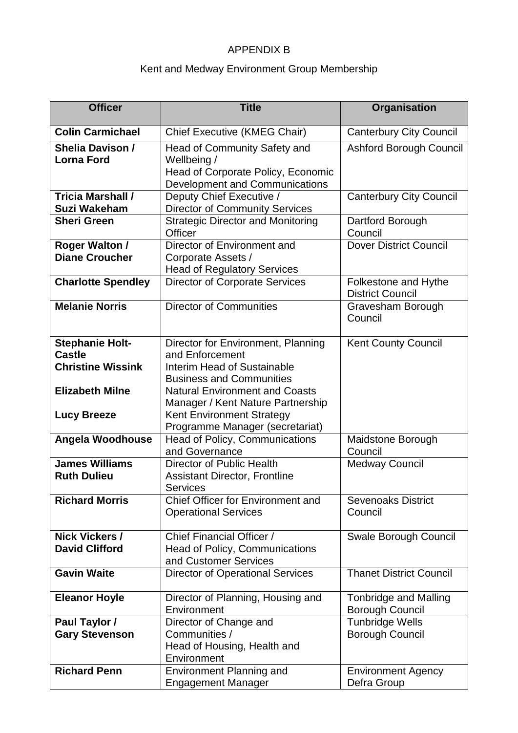# APPENDIX B

## Kent and Medway Environment Group Membership

| Officer | Title | Organisation |
|---|---|---|
| **Colin Carmichael** | Chief Executive (KMEG Chair) | Canterbury City Council |
| **Shelia Davison / Lorna Ford** | Head of Community Safety and Wellbeing / Head of Corporate Policy, Economic Development and Communications | Ashford Borough Council |
| **Tricia Marshall / Suzi Wakeham** | Deputy Chief Executive / Director of Community Services | Canterbury City Council |
| **Sheri Green** | Strategic Director and Monitoring Officer | Dartford Borough Council |
| **Roger Walton / Diane Croucher** | Director of Environment and Corporate Assets / Head of Regulatory Services | Dover District Council |
| **Charlotte Spendley** | Director of Corporate Services | Folkestone and Hythe District Council |
| **Melanie Norris** | Director of Communities | Gravesham Borough Council |
| **Stephanie Holt-Castle** <br> **Christine Wissink** <br> **Elizabeth Milne** <br> **Lucy Breeze** | Director for Environment, Planning and Enforcement <br> Interim Head of Sustainable Business and Communities <br> Natural Environment and Coasts Manager / Kent Nature Partnership <br> Kent Environment Strategy Programme Manager (secretariat) | Kent County Council |
| **Angela Woodhouse** | Head of Policy, Communications and Governance | Maidstone Borough Council |
| **James Williams** <br> **Ruth Dulieu** | Director of Public Health <br> Assistant Director, Frontline Services | Medway Council |
| **Richard Morris** | Chief Officer for Environment and Operational Services | Sevenoaks District Council |
| **Nick Vickers / David Clifford** | Chief Financial Officer / Head of Policy, Communications and Customer Services | Swale Borough Council |
| **Gavin Waite** | Director of Operational Services | Thanet District Council |
| **Eleanor Hoyle** | Director of Planning, Housing and Environment | Tonbridge and Malling Borough Council |
| **Paul Taylor / Gary Stevenson** | Director of Change and Communities / Head of Housing, Health and Environment | Tunbridge Wells Borough Council |
| **Richard Penn** | Environment Planning and Engagement Manager | Environment Agency Defra Group |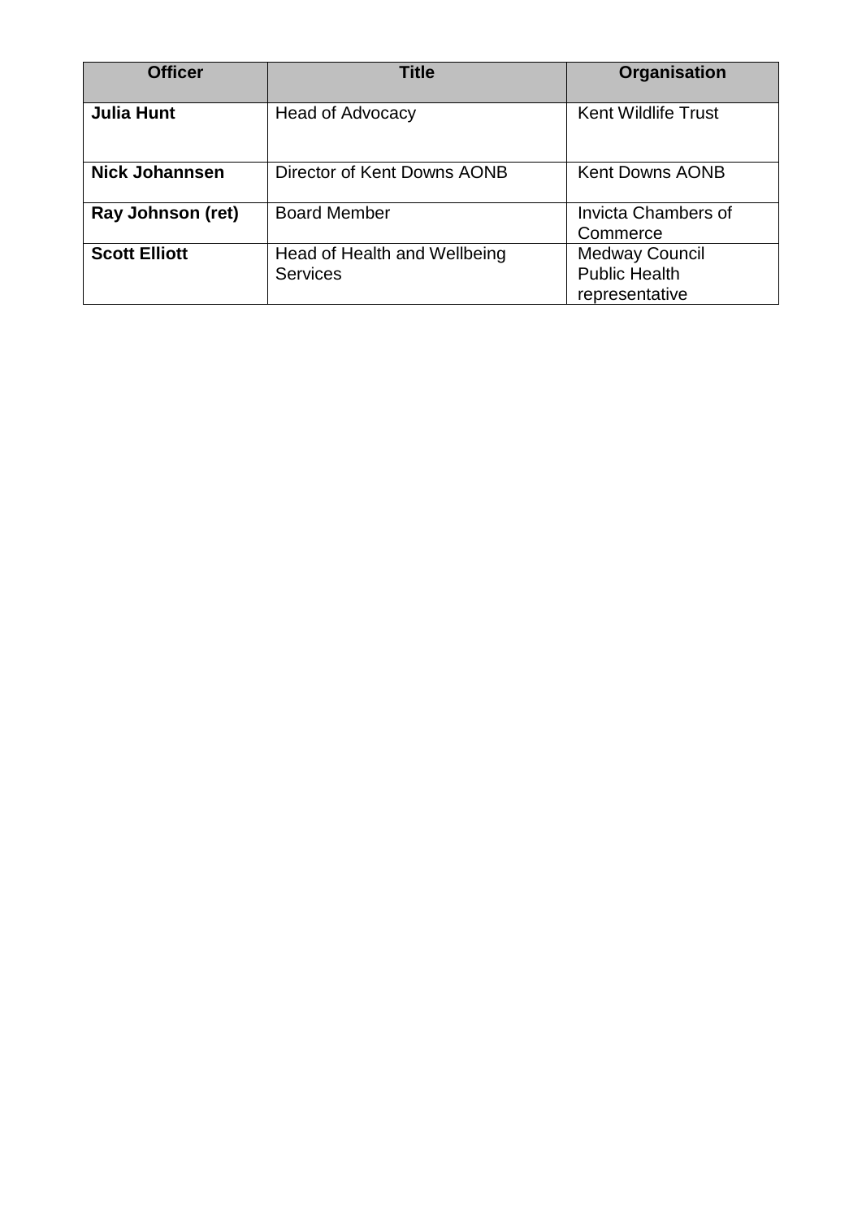| Officer | Title | Organisation |
|---|---|---|
| **Julia Hunt** | Head of Advocacy | Kent Wildlife Trust |
| **Nick Johannsen** | Director of Kent Downs AONB | Kent Downs AONB |
| **Ray Johnson (ret)** | Board Member | Invicta Chambers of Commerce |
| **Scott Elliott** | Head of Health and Wellbeing Services | Medway Council Public Health representative |